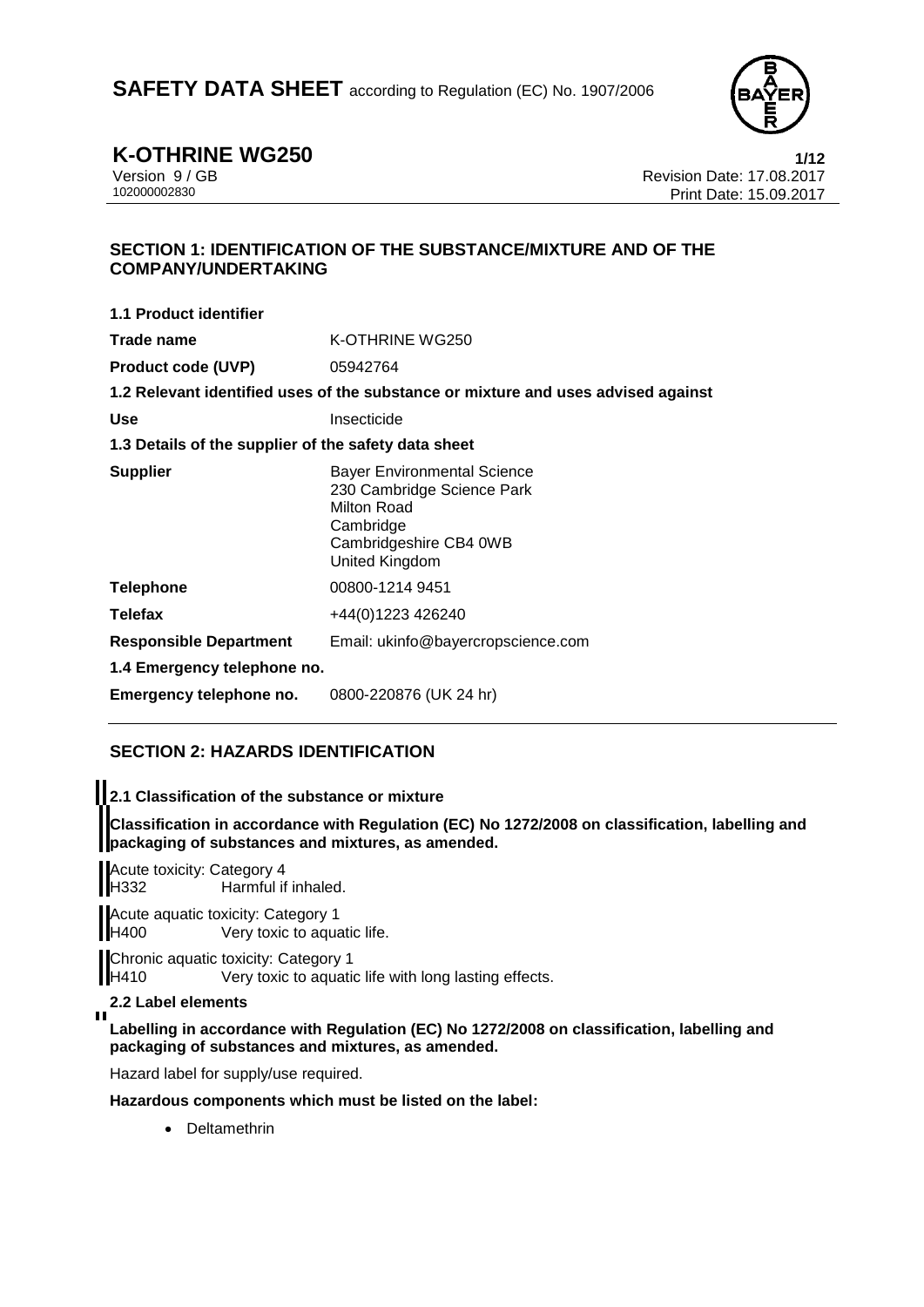# SAFETY DATA SHEET according to Regulation (EC) No. 1907/2006

## K-OTHRINE WG250

Version 9 / GB
102000002830

Revision Date: 17.08.2017
Print Date: 15.09.2017

## SECTION 1: IDENTIFICATION OF THE SUBSTANCE/MIXTURE AND OF THE COMPANY/UNDERTAKING

**1.1 Product identifier**

| | |
|---|---|
| **Trade name** | K-OTHRINE WG250 |
| **Product code (UVP)** | 05942764 |

**1.2 Relevant identified uses of the substance or mixture and uses advised against**

| | |
|---|---|
| **Use** | Insecticide |

**1.3 Details of the supplier of the safety data sheet**

| | |
|---|---|
| **Supplier** | Bayer Environmental Science<br>230 Cambridge Science Park<br>Milton Road<br>Cambridge<br>Cambridgeshire CB4 0WB<br>United Kingdom |
| **Telephone** | 00800-1214 9451 |
| **Telefax** | +44(0)1223 426240 |
| **Responsible Department** | Email: ukinfo@bayercropscience.com |

**1.4 Emergency telephone no.**

| | |
|---|---|
| **Emergency telephone no.** | 0800-220876 (UK 24 hr) |

## SECTION 2: HAZARDS IDENTIFICATION

**2.1 Classification of the substance or mixture**

**Classification in accordance with Regulation (EC) No 1272/2008 on classification, labelling and packaging of substances and mixtures, as amended.**

Acute toxicity: Category 4
H332 Harmful if inhaled.

Acute aquatic toxicity: Category 1
H400 Very toxic to aquatic life.

Chronic aquatic toxicity: Category 1
H410 Very toxic to aquatic life with long lasting effects.

**2.2 Label elements**

**Labelling in accordance with Regulation (EC) No 1272/2008 on classification, labelling and packaging of substances and mixtures, as amended.**

Hazard label for supply/use required.

**Hazardous components which must be listed on the label:**

- Deltamethrin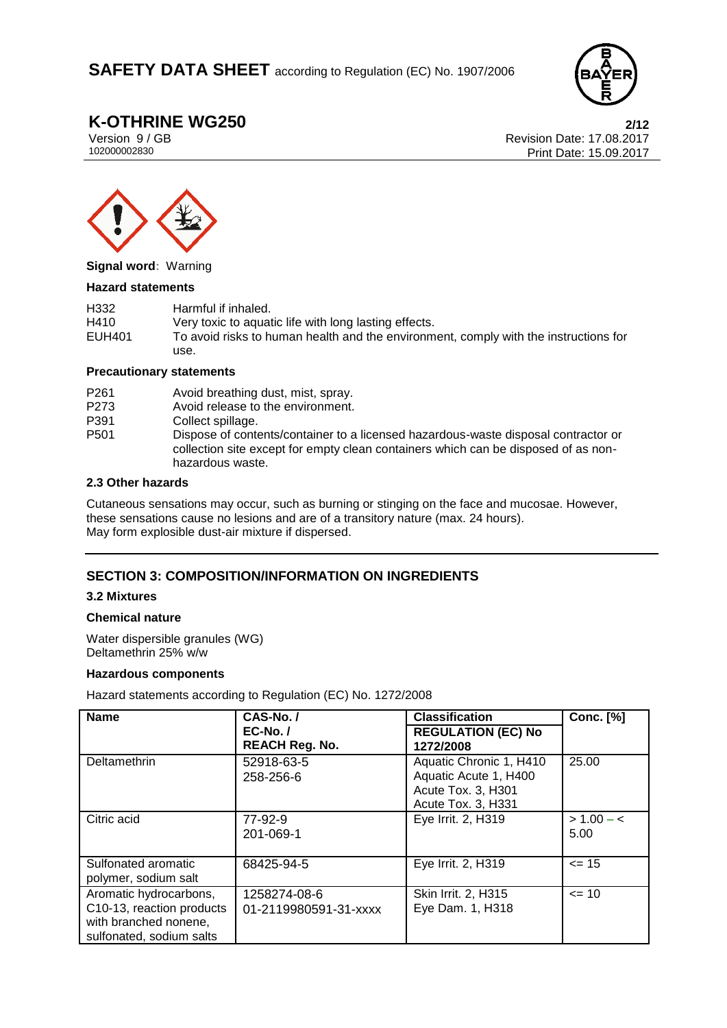**Signal word**: Warning

**Hazard statements**

| | |
|---|---|
| H332 | Harmful if inhaled. |
| H410 | Very toxic to aquatic life with long lasting effects. |
| EUH401 | To avoid risks to human health and the environment, comply with the instructions for use. |

**Precautionary statements**

| | |
|---|---|
| P261 | Avoid breathing dust, mist, spray. |
| P273 | Avoid release to the environment. |
| P391 | Collect spillage. |
| P501 | Dispose of contents/container to a licensed hazardous-waste disposal contractor or collection site except for empty clean containers which can be disposed of as non-hazardous waste. |

**2.3 Other hazards**

Cutaneous sensations may occur, such as burning or stinging on the face and mucosae. However, these sensations cause no lesions and are of a transitory nature (max. 24 hours).
May form explosible dust-air mixture if dispersed.

## SECTION 3: COMPOSITION/INFORMATION ON INGREDIENTS

**3.2 Mixtures**

**Chemical nature**

Water dispersible granules (WG)
Deltamethrin 25% w/w

**Hazardous components**

Hazard statements according to Regulation (EC) No. 1272/2008

| Name | CAS-No. / EC-No. / REACH Reg. No. | Classification REGULATION (EC) No 1272/2008 | Conc. [%] |
|---|---|---|---|
| Deltamethrin | 52918-63-5<br>258-256-6 | Aquatic Chronic 1, H410<br>Aquatic Acute 1, H400<br>Acute Tox. 3, H301<br>Acute Tox. 3, H331 | 25.00 |
| Citric acid | 77-92-9<br>201-069-1 | Eye Irrit. 2, H319 | > 1.00 – < 5.00 |
| Sulfonated aromatic polymer, sodium salt | 68425-94-5 | Eye Irrit. 2, H319 | <= 15 |
| Aromatic hydrocarbons, C10-13, reaction products with branched nonene, sulfonated, sodium salts | 1258274-08-6<br>01-2119980591-31-xxxx | Skin Irrit. 2, H315<br>Eye Dam. 1, H318 | <= 10 |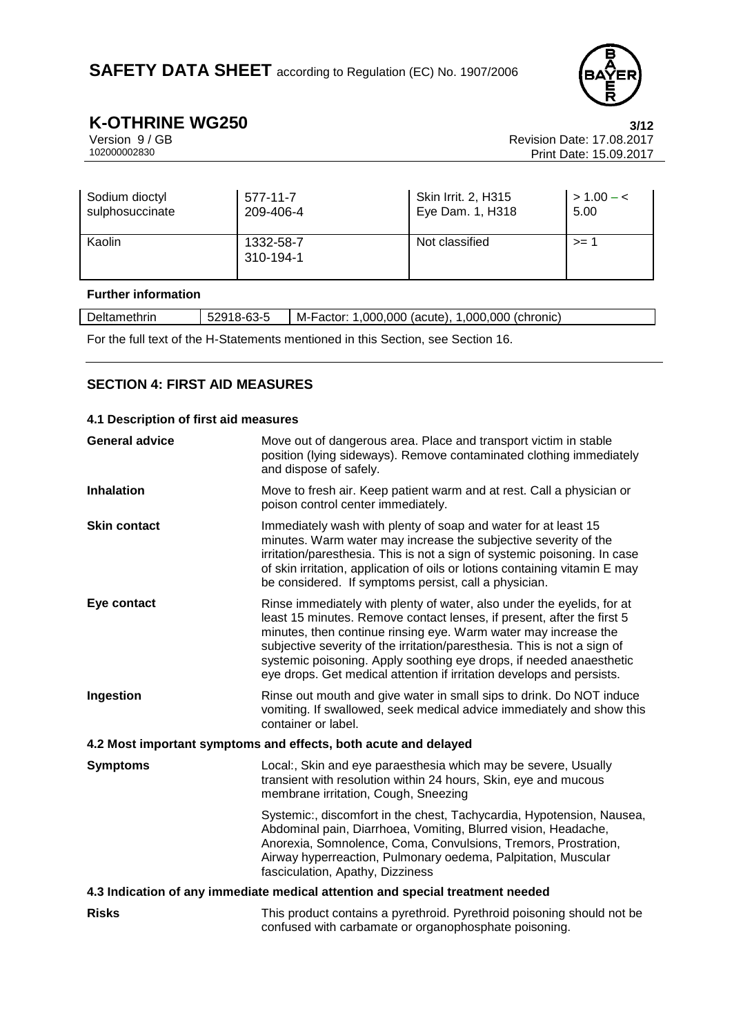| Sodium dioctyl sulphosuccinate | 577-11-7<br>209-406-4 | Skin Irrit. 2, H315<br>Eye Dam. 1, H318 | > 1.00 – < 5.00 |
|---|---|---|---|
| Kaolin | 1332-58-7<br>310-194-1 | Not classified | >= 1 |

**Further information**

| Deltamethrin | 52918-63-5 | M-Factor: 1,000,000 (acute), 1,000,000 (chronic) |
|---|---|---|

For the full text of the H-Statements mentioned in this Section, see Section 16.

## SECTION 4: FIRST AID MEASURES

### 4.1 Description of first aid measures

**General advice** Move out of dangerous area. Place and transport victim in stable position (lying sideways). Remove contaminated clothing immediately and dispose of safely.

**Inhalation** Move to fresh air. Keep patient warm and at rest. Call a physician or poison control center immediately.

**Skin contact** Immediately wash with plenty of soap and water for at least 15 minutes. Warm water may increase the subjective severity of the irritation/paresthesia. This is not a sign of systemic poisoning. In case of skin irritation, application of oils or lotions containing vitamin E may be considered. If symptoms persist, call a physician.

**Eye contact** Rinse immediately with plenty of water, also under the eyelids, for at least 15 minutes. Remove contact lenses, if present, after the first 5 minutes, then continue rinsing eye. Warm water may increase the subjective severity of the irritation/paresthesia. This is not a sign of systemic poisoning. Apply soothing eye drops, if needed anaesthetic eye drops. Get medical attention if irritation develops and persists.

**Ingestion** Rinse out mouth and give water in small sips to drink. Do NOT induce vomiting. If swallowed, seek medical advice immediately and show this container or label.

### 4.2 Most important symptoms and effects, both acute and delayed

**Symptoms** Local:, Skin and eye paraesthesia which may be severe, Usually transient with resolution within 24 hours, Skin, eye and mucous membrane irritation, Cough, Sneezing

Systemic:, discomfort in the chest, Tachycardia, Hypotension, Nausea, Abdominal pain, Diarrhoea, Vomiting, Blurred vision, Headache, Anorexia, Somnolence, Coma, Convulsions, Tremors, Prostration, Airway hyperreaction, Pulmonary oedema, Palpitation, Muscular fasciculation, Apathy, Dizziness

### 4.3 Indication of any immediate medical attention and special treatment needed

**Risks** This product contains a pyrethroid. Pyrethroid poisoning should not be confused with carbamate or organophosphate poisoning.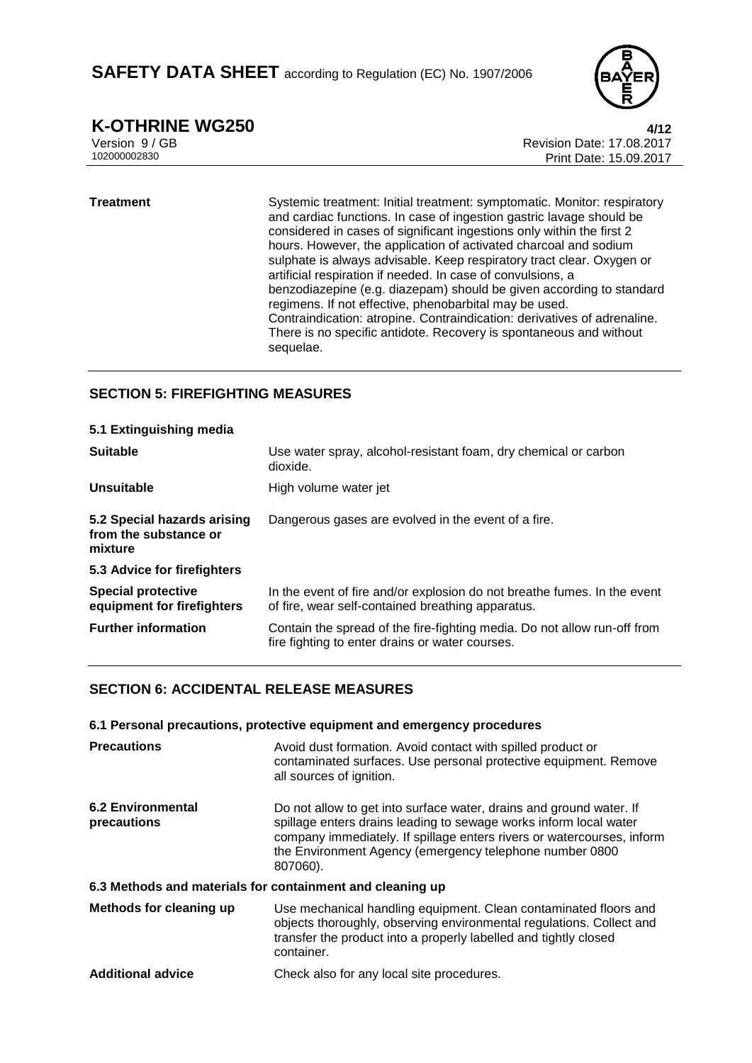| | |
|---|---|
| **Treatment** | Systemic treatment: Initial treatment: symptomatic. Monitor: respiratory and cardiac functions. In case of ingestion gastric lavage should be considered in cases of significant ingestions only within the first 2 hours. However, the application of activated charcoal and sodium sulphate is always advisable. Keep respiratory tract clear. Oxygen or artificial respiration if needed. In case of convulsions, a benzodiazepine (e.g. diazepam) should be given according to standard regimens. If not effective, phenobarbital may be used. Contraindication: atropine. Contraindication: derivatives of adrenaline. There is no specific antidote. Recovery is spontaneous and without sequelae. |

## SECTION 5: FIREFIGHTING MEASURES

**5.1 Extinguishing media**

| | |
|---|---|
| **Suitable** | Use water spray, alcohol-resistant foam, dry chemical or carbon dioxide. |
| **Unsuitable** | High volume water jet |
| **5.2 Special hazards arising from the substance or mixture** | Dangerous gases are evolved in the event of a fire. |

**5.3 Advice for firefighters**

| | |
|---|---|
| **Special protective equipment for firefighters** | In the event of fire and/or explosion do not breathe fumes. In the event of fire, wear self-contained breathing apparatus. |
| **Further information** | Contain the spread of the fire-fighting media. Do not allow run-off from fire fighting to enter drains or water courses. |

## SECTION 6: ACCIDENTAL RELEASE MEASURES

**6.1 Personal precautions, protective equipment and emergency procedures**

| | |
|---|---|
| **Precautions** | Avoid dust formation. Avoid contact with spilled product or contaminated surfaces. Use personal protective equipment. Remove all sources of ignition. |
| **6.2 Environmental precautions** | Do not allow to get into surface water, drains and ground water. If spillage enters drains leading to sewage works inform local water company immediately. If spillage enters rivers or watercourses, inform the Environment Agency (emergency telephone number 0800 807060). |

**6.3 Methods and materials for containment and cleaning up**

| | |
|---|---|
| **Methods for cleaning up** | Use mechanical handling equipment. Clean contaminated floors and objects thoroughly, observing environmental regulations. Collect and transfer the product into a properly labelled and tightly closed container. |
| **Additional advice** | Check also for any local site procedures. |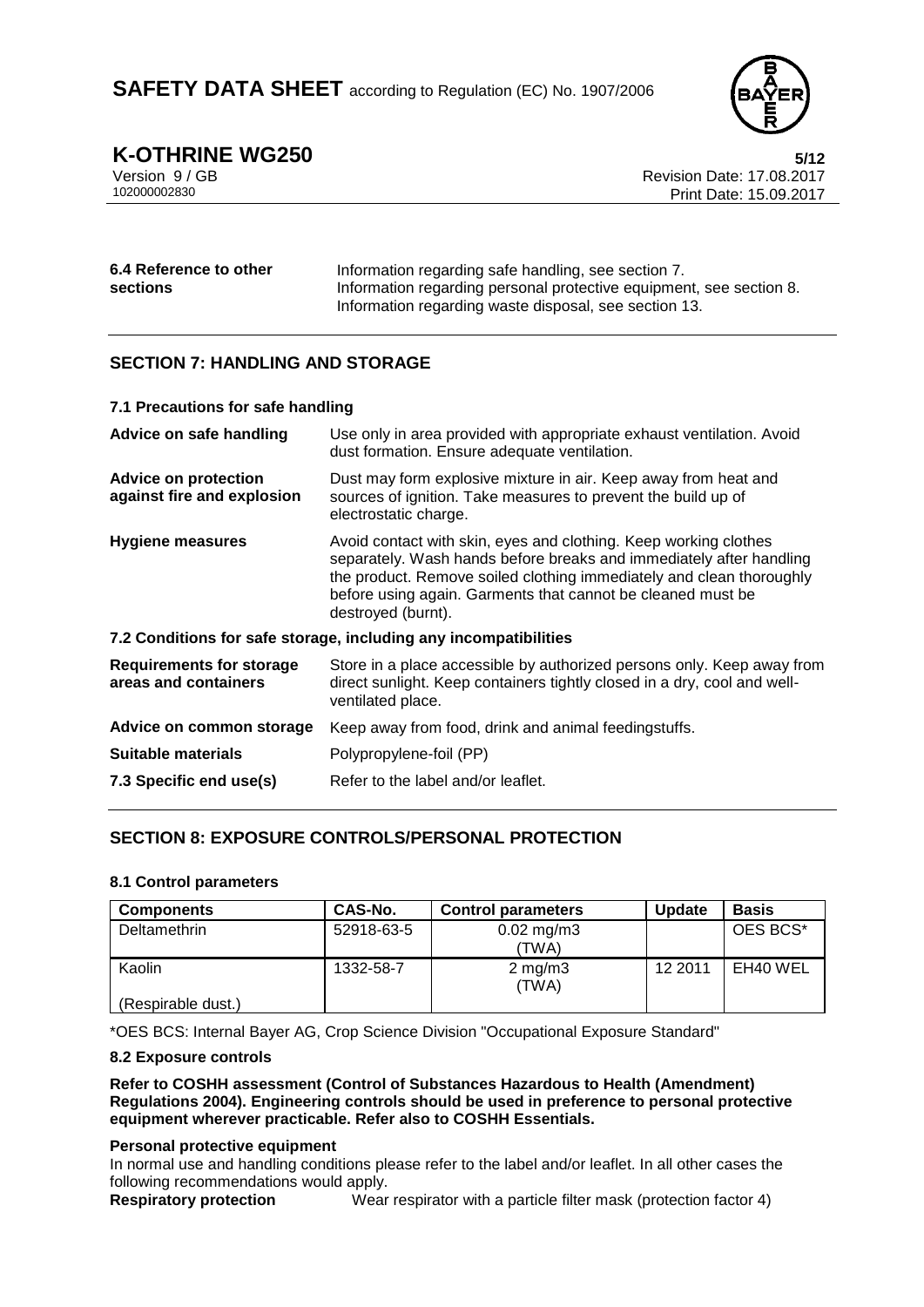| | |
|---|---|
| **6.4 Reference to other sections** | Information regarding safe handling, see section 7. Information regarding personal protective equipment, see section 8. Information regarding waste disposal, see section 13. |

## SECTION 7: HANDLING AND STORAGE

### 7.1 Precautions for safe handling

| | |
|---|---|
| **Advice on safe handling** | Use only in area provided with appropriate exhaust ventilation. Avoid dust formation. Ensure adequate ventilation. |
| **Advice on protection against fire and explosion** | Dust may form explosive mixture in air. Keep away from heat and sources of ignition. Take measures to prevent the build up of electrostatic charge. |
| **Hygiene measures** | Avoid contact with skin, eyes and clothing. Keep working clothes separately. Wash hands before breaks and immediately after handling the product. Remove soiled clothing immediately and clean thoroughly before using again. Garments that cannot be cleaned must be destroyed (burnt). |

### 7.2 Conditions for safe storage, including any incompatibilities

| | |
|---|---|
| **Requirements for storage areas and containers** | Store in a place accessible by authorized persons only. Keep away from direct sunlight. Keep containers tightly closed in a dry, cool and well-ventilated place. |
| **Advice on common storage** | Keep away from food, drink and animal feedingstuffs. |
| **Suitable materials** | Polypropylene-foil (PP) |
| **7.3 Specific end use(s)** | Refer to the label and/or leaflet. |

## SECTION 8: EXPOSURE CONTROLS/PERSONAL PROTECTION

### 8.1 Control parameters

| Components | CAS-No. | Control parameters | Update | Basis |
|---|---|---|---|---|
| Deltamethrin | 52918-63-5 | 0.02 mg/m3 (TWA) | | OES BCS* |
| Kaolin (Respirable dust.) | 1332-58-7 | 2 mg/m3 (TWA) | 12 2011 | EH40 WEL |

*OES BCS: Internal Bayer AG, Crop Science Division "Occupational Exposure Standard"

### 8.2 Exposure controls

**Refer to COSHH assessment (Control of Substances Hazardous to Health (Amendment) Regulations 2004). Engineering controls should be used in preference to personal protective equipment wherever practicable. Refer also to COSHH Essentials.**

**Personal protective equipment**

In normal use and handling conditions please refer to the label and/or leaflet. In all other cases the following recommendations would apply.

**Respiratory protection** Wear respirator with a particle filter mask (protection factor 4)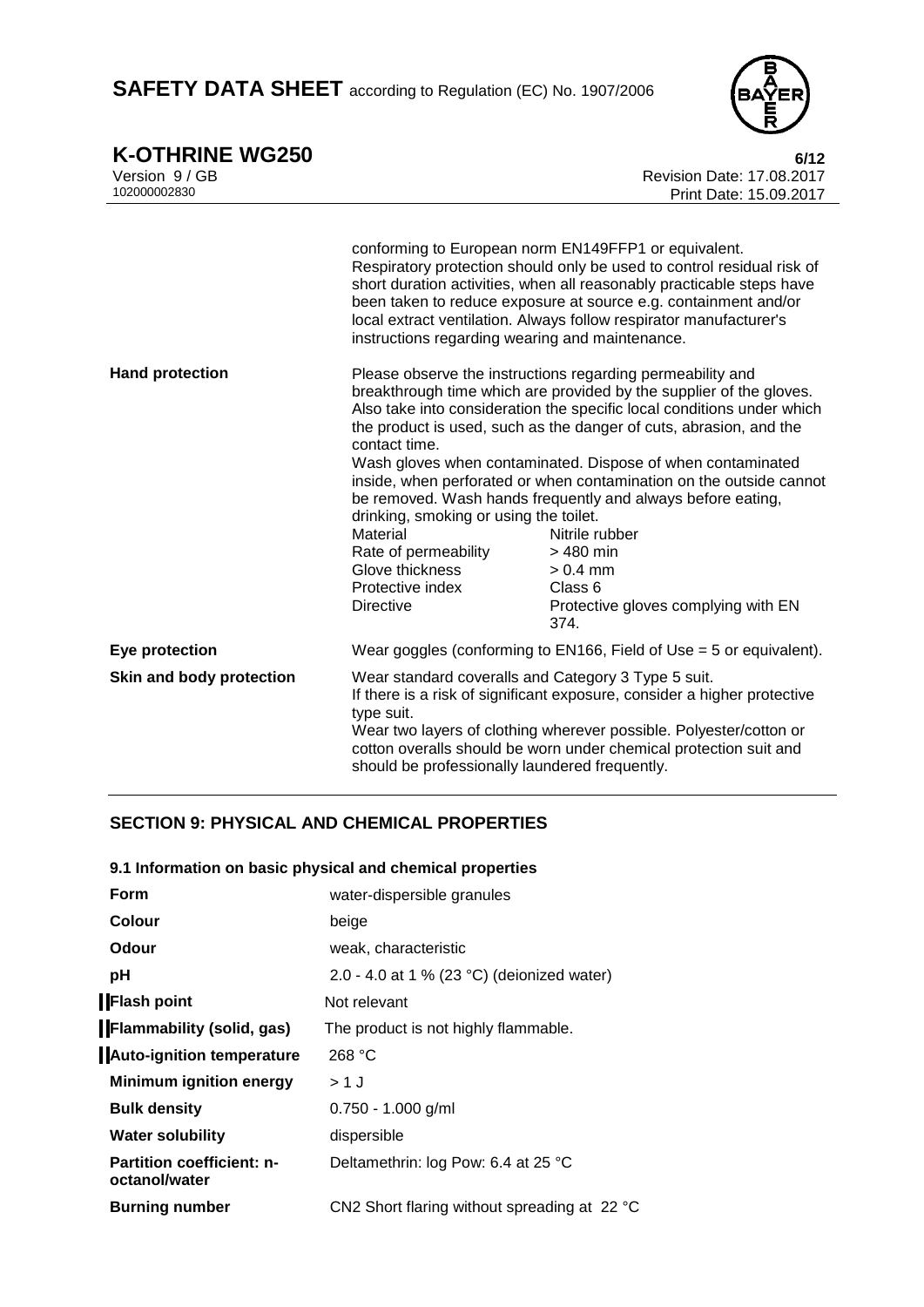conforming to European norm EN149FFP1 or equivalent. Respiratory protection should only be used to control residual risk of short duration activities, when all reasonably practicable steps have been taken to reduce exposure at source e.g. containment and/or local extract ventilation. Always follow respirator manufacturer's instructions regarding wearing and maintenance.

**Hand protection**

Please observe the instructions regarding permeability and breakthrough time which are provided by the supplier of the gloves. Also take into consideration the specific local conditions under which the product is used, such as the danger of cuts, abrasion, and the contact time.

Wash gloves when contaminated. Dispose of when contaminated inside, when perforated or when contamination on the outside cannot be removed. Wash hands frequently and always before eating, drinking, smoking or using the toilet.

| | |
|---|---|
| Material | Nitrile rubber |
| Rate of permeability | > 480 min |
| Glove thickness | > 0.4 mm |
| Protective index | Class 6 |
| Directive | Protective gloves complying with EN 374. |

**Eye protection**

Wear goggles (conforming to EN166, Field of Use = 5 or equivalent).

**Skin and body protection**

Wear standard coveralls and Category 3 Type 5 suit.
If there is a risk of significant exposure, consider a higher protective type suit.
Wear two layers of clothing wherever possible. Polyester/cotton or cotton overalls should be worn under chemical protection suit and should be professionally laundered frequently.

## SECTION 9: PHYSICAL AND CHEMICAL PROPERTIES

### 9.1 Information on basic physical and chemical properties

| | |
|---|---|
| **Form** | water-dispersible granules |
| **Colour** | beige |
| **Odour** | weak, characteristic |
| **pH** | 2.0 - 4.0 at 1 % (23 °C) (deionized water) |
| **Flash point** | Not relevant |
| **Flammability (solid, gas)** | The product is not highly flammable. |
| **Auto-ignition temperature** | 268 °C |
| **Minimum ignition energy** | > 1 J |
| **Bulk density** | 0.750 - 1.000 g/ml |
| **Water solubility** | dispersible |
| **Partition coefficient: n-octanol/water** | Deltamethrin: log Pow: 6.4 at 25 °C |
| **Burning number** | CN2 Short flaring without spreading at 22 °C |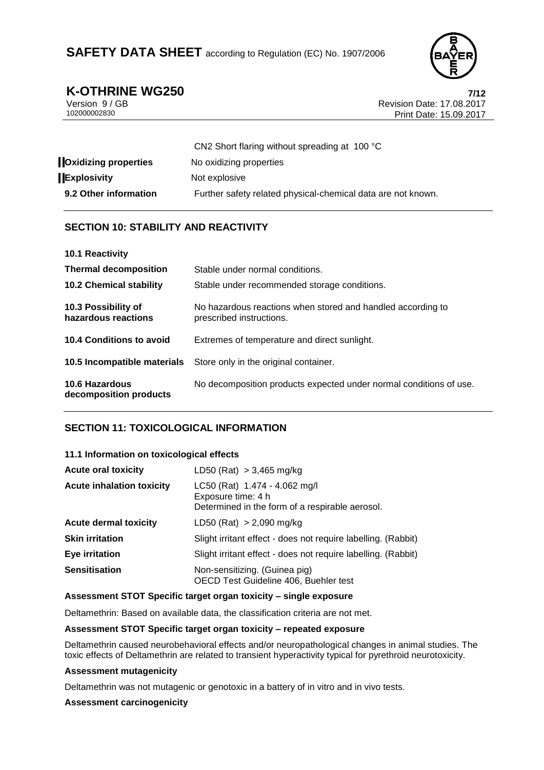| | |
|---|---|
| | CN2 Short flaring without spreading at 100 °C |
| **Oxidizing properties** | No oxidizing properties |
| **Explosivity** | Not explosive |
| **9.2 Other information** | Further safety related physical-chemical data are not known. |

## SECTION 10: STABILITY AND REACTIVITY

| | |
|---|---|
| **10.1 Reactivity** | |
| **Thermal decomposition** | Stable under normal conditions. |
| **10.2 Chemical stability** | Stable under recommended storage conditions. |
| **10.3 Possibility of hazardous reactions** | No hazardous reactions when stored and handled according to prescribed instructions. |
| **10.4 Conditions to avoid** | Extremes of temperature and direct sunlight. |
| **10.5 Incompatible materials** | Store only in the original container. |
| **10.6 Hazardous decomposition products** | No decomposition products expected under normal conditions of use. |

## SECTION 11: TOXICOLOGICAL INFORMATION

**11.1 Information on toxicological effects**

| | |
|---|---|
| **Acute oral toxicity** | LD50 (Rat) > 3,465 mg/kg |
| **Acute inhalation toxicity** | LC50 (Rat) 1.474 - 4.062 mg/l<br>Exposure time: 4 h<br>Determined in the form of a respirable aerosol. |
| **Acute dermal toxicity** | LD50 (Rat) > 2,090 mg/kg |
| **Skin irritation** | Slight irritant effect - does not require labelling. (Rabbit) |
| **Eye irritation** | Slight irritant effect - does not require labelling. (Rabbit) |
| **Sensitisation** | Non-sensitizing. (Guinea pig)<br>OECD Test Guideline 406, Buehler test |

**Assessment STOT Specific target organ toxicity – single exposure**

Deltamethrin: Based on available data, the classification criteria are not met.

**Assessment STOT Specific target organ toxicity – repeated exposure**

Deltamethrin caused neurobehavioral effects and/or neuropathological changes in animal studies. The toxic effects of Deltamethrin are related to transient hyperactivity typical for pyrethroid neurotoxicity.

**Assessment mutagenicity**

Deltamethrin was not mutagenic or genotoxic in a battery of in vitro and in vivo tests.

**Assessment carcinogenicity**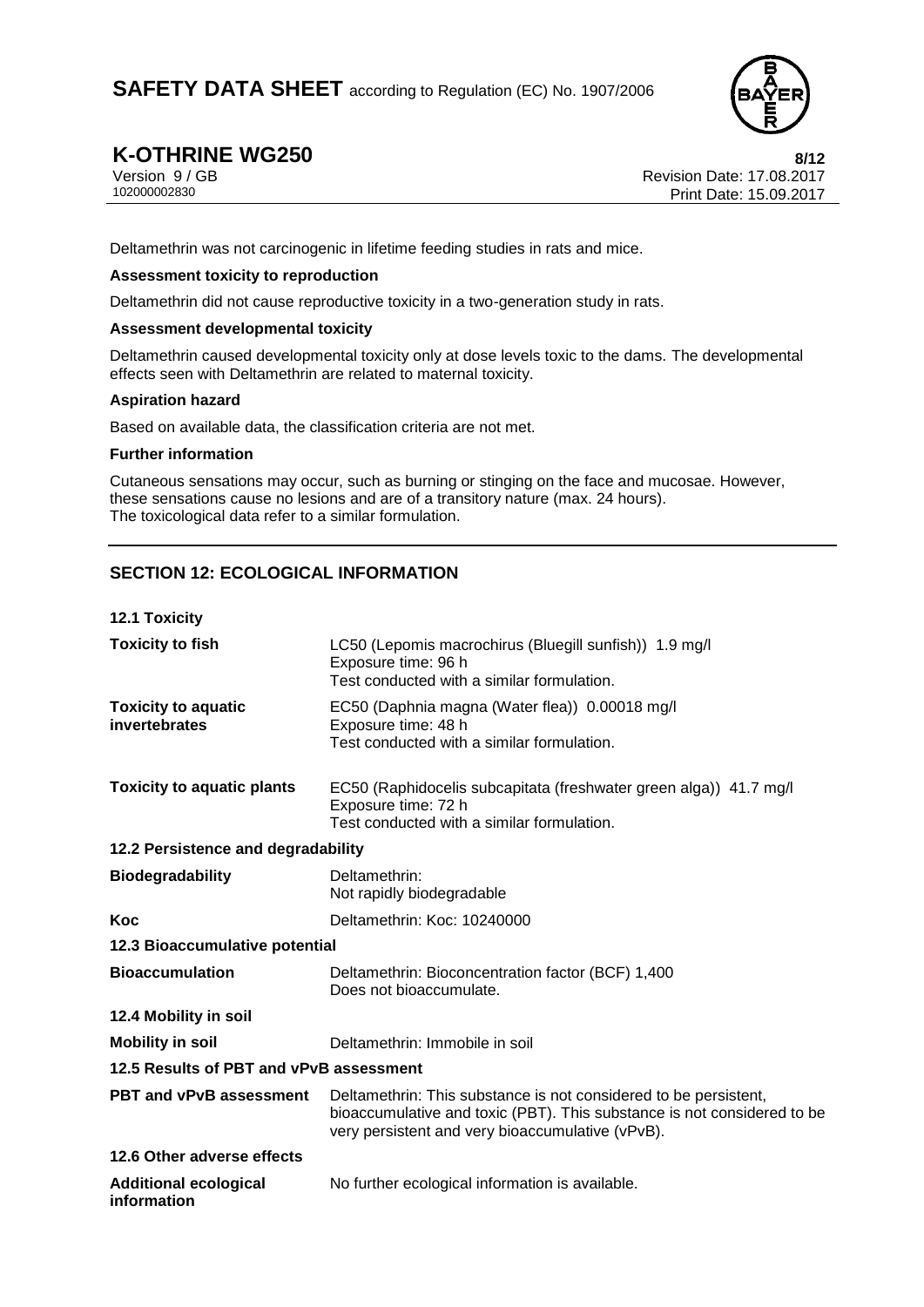Deltamethrin was not carcinogenic in lifetime feeding studies in rats and mice.

**Assessment toxicity to reproduction**

Deltamethrin did not cause reproductive toxicity in a two-generation study in rats.

**Assessment developmental toxicity**

Deltamethrin caused developmental toxicity only at dose levels toxic to the dams. The developmental effects seen with Deltamethrin are related to maternal toxicity.

**Aspiration hazard**

Based on available data, the classification criteria are not met.

**Further information**

Cutaneous sensations may occur, such as burning or stinging on the face and mucosae. However, these sensations cause no lesions and are of a transitory nature (max. 24 hours).
The toxicological data refer to a similar formulation.

## SECTION 12: ECOLOGICAL INFORMATION

**12.1 Toxicity**

| | |
|---|---|
| **Toxicity to fish** | LC50 (Lepomis macrochirus (Bluegill sunfish)) 1.9 mg/l<br>Exposure time: 96 h<br>Test conducted with a similar formulation. |
| **Toxicity to aquatic invertebrates** | EC50 (Daphnia magna (Water flea)) 0.00018 mg/l<br>Exposure time: 48 h<br>Test conducted with a similar formulation. |
| **Toxicity to aquatic plants** | EC50 (Raphidocelis subcapitata (freshwater green alga)) 41.7 mg/l<br>Exposure time: 72 h<br>Test conducted with a similar formulation. |

**12.2 Persistence and degradability**

| | |
|---|---|
| **Biodegradability** | Deltamethrin:<br>Not rapidly biodegradable |
| **Koc** | Deltamethrin: Koc: 10240000 |

**12.3 Bioaccumulative potential**

| | |
|---|---|
| **Bioaccumulation** | Deltamethrin: Bioconcentration factor (BCF) 1,400<br>Does not bioaccumulate. |

**12.4 Mobility in soil**

| | |
|---|---|
| **Mobility in soil** | Deltamethrin: Immobile in soil |

**12.5 Results of PBT and vPvB assessment**

| | |
|---|---|
| **PBT and vPvB assessment** | Deltamethrin: This substance is not considered to be persistent, bioaccumulative and toxic (PBT). This substance is not considered to be very persistent and very bioaccumulative (vPvB). |

**12.6 Other adverse effects**

| | |
|---|---|
| **Additional ecological information** | No further ecological information is available. |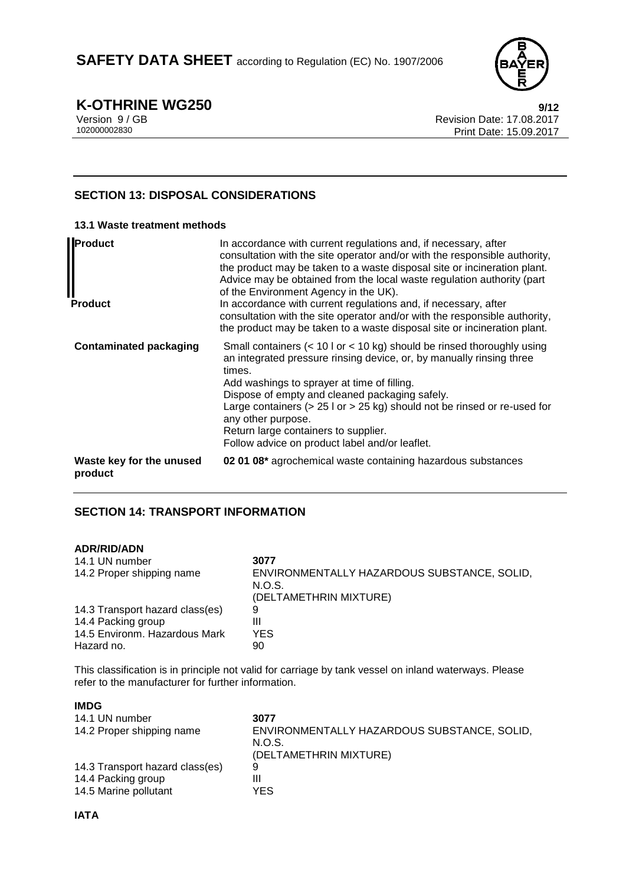## SECTION 13: DISPOSAL CONSIDERATIONS

### 13.1 Waste treatment methods

| | |
|---|---|
| **Product** | In accordance with current regulations and, if necessary, after consultation with the site operator and/or with the responsible authority, the product may be taken to a waste disposal site or incineration plant. Advice may be obtained from the local waste regulation authority (part of the Environment Agency in the UK). |
| **Product** | In accordance with current regulations and, if necessary, after consultation with the site operator and/or with the responsible authority, the product may be taken to a waste disposal site or incineration plant. |
| **Contaminated packaging** | Small containers (< 10 l or < 10 kg) should be rinsed thoroughly using an integrated pressure rinsing device, or, by manually rinsing three times.<br>Add washings to sprayer at time of filling.<br>Dispose of empty and cleaned packaging safely.<br>Large containers (> 25 l or > 25 kg) should not be rinsed or re-used for any other purpose.<br>Return large containers to supplier.<br>Follow advice on product label and/or leaflet. |
| **Waste key for the unused product** | **02 01 08*** agrochemical waste containing hazardous substances |

## SECTION 14: TRANSPORT INFORMATION

**ADR/RID/ADN**

| | |
|---|---|
| 14.1 UN number | **3077** |
| 14.2 Proper shipping name | ENVIRONMENTALLY HAZARDOUS SUBSTANCE, SOLID, N.O.S.<br>(DELTAMETHRIN MIXTURE) |
| 14.3 Transport hazard class(es) | 9 |
| 14.4 Packing group | III |
| 14.5 Environm. Hazardous Mark | YES |
| Hazard no. | 90 |

This classification is in principle not valid for carriage by tank vessel on inland waterways. Please refer to the manufacturer for further information.

**IMDG**

| | |
|---|---|
| 14.1 UN number | **3077** |
| 14.2 Proper shipping name | ENVIRONMENTALLY HAZARDOUS SUBSTANCE, SOLID, N.O.S.<br>(DELTAMETHRIN MIXTURE) |
| 14.3 Transport hazard class(es) | 9 |
| 14.4 Packing group | III |
| 14.5 Marine pollutant | YES |

**IATA**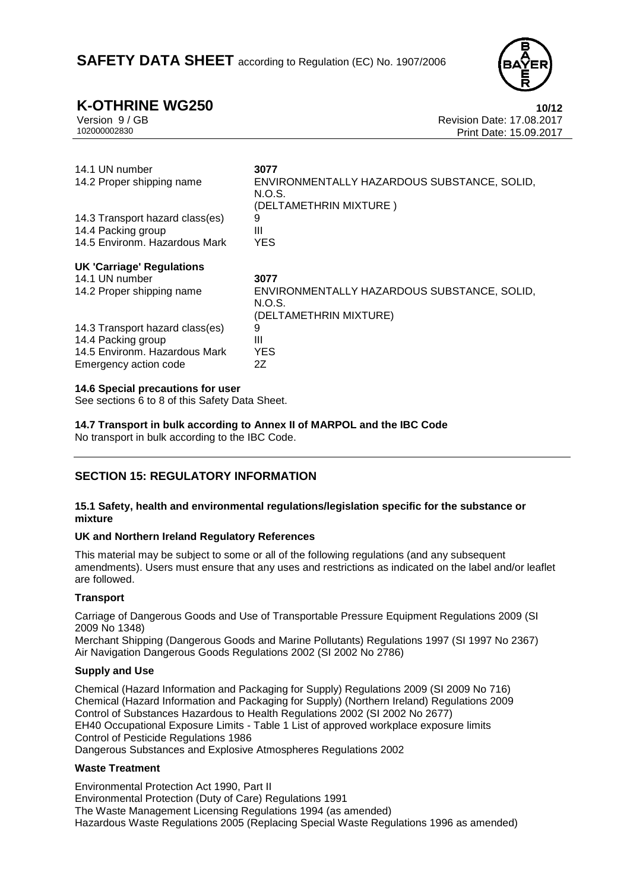| | |
|---|---|
| 14.1 UN number | **3077** |
| 14.2 Proper shipping name | ENVIRONMENTALLY HAZARDOUS SUBSTANCE, SOLID, N.O.S. (DELTAMETHRIN MIXTURE ) |
| 14.3 Transport hazard class(es) | 9 |
| 14.4 Packing group | III |
| 14.5 Environm. Hazardous Mark | YES |

**UK 'Carriage' Regulations**

| | |
|---|---|
| 14.1 UN number | **3077** |
| 14.2 Proper shipping name | ENVIRONMENTALLY HAZARDOUS SUBSTANCE, SOLID, N.O.S. (DELTAMETHRIN MIXTURE) |
| 14.3 Transport hazard class(es) | 9 |
| 14.4 Packing group | III |
| 14.5 Environm. Hazardous Mark | YES |
| Emergency action code | 2Z |

**14.6 Special precautions for user**

See sections 6 to 8 of this Safety Data Sheet.

**14.7 Transport in bulk according to Annex II of MARPOL and the IBC Code**

No transport in bulk according to the IBC Code.

## SECTION 15: REGULATORY INFORMATION

**15.1 Safety, health and environmental regulations/legislation specific for the substance or mixture**

**UK and Northern Ireland Regulatory References**

This material may be subject to some or all of the following regulations (and any subsequent amendments). Users must ensure that any uses and restrictions as indicated on the label and/or leaflet are followed.

**Transport**

Carriage of Dangerous Goods and Use of Transportable Pressure Equipment Regulations 2009 (SI 2009 No 1348)
Merchant Shipping (Dangerous Goods and Marine Pollutants) Regulations 1997 (SI 1997 No 2367)
Air Navigation Dangerous Goods Regulations 2002 (SI 2002 No 2786)

**Supply and Use**

Chemical (Hazard Information and Packaging for Supply) Regulations 2009 (SI 2009 No 716)
Chemical (Hazard Information and Packaging for Supply) (Northern Ireland) Regulations 2009
Control of Substances Hazardous to Health Regulations 2002 (SI 2002 No 2677)
EH40 Occupational Exposure Limits - Table 1 List of approved workplace exposure limits
Control of Pesticide Regulations 1986
Dangerous Substances and Explosive Atmospheres Regulations 2002

**Waste Treatment**

Environmental Protection Act 1990, Part II
Environmental Protection (Duty of Care) Regulations 1991
The Waste Management Licensing Regulations 1994 (as amended)
Hazardous Waste Regulations 2005 (Replacing Special Waste Regulations 1996 as amended)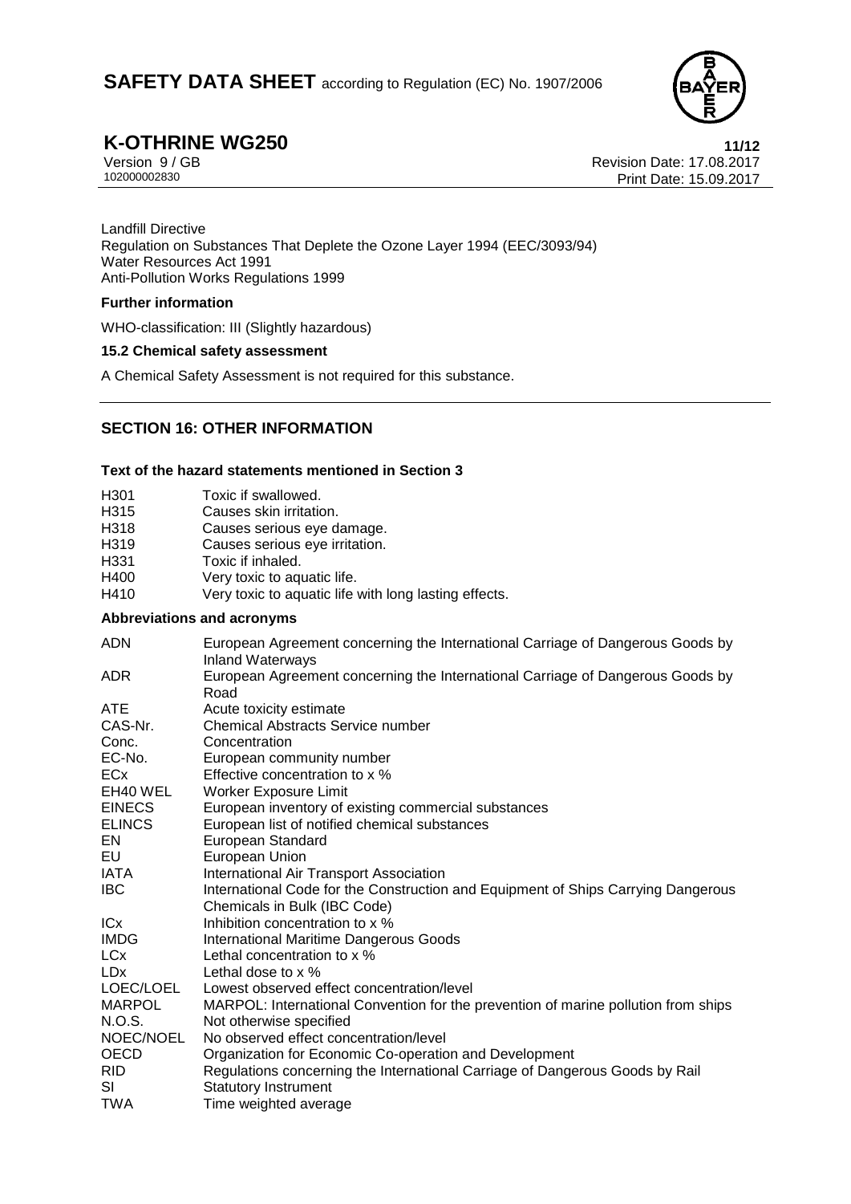Landfill Directive
Regulation on Substances That Deplete the Ozone Layer 1994 (EEC/3093/94)
Water Resources Act 1991
Anti-Pollution Works Regulations 1999

**Further information**

WHO-classification: III (Slightly hazardous)

**15.2 Chemical safety assessment**

A Chemical Safety Assessment is not required for this substance.

## SECTION 16: OTHER INFORMATION

**Text of the hazard statements mentioned in Section 3**

| | |
|---|---|
| H301 | Toxic if swallowed. |
| H315 | Causes skin irritation. |
| H318 | Causes serious eye damage. |
| H319 | Causes serious eye irritation. |
| H331 | Toxic if inhaled. |
| H400 | Very toxic to aquatic life. |
| H410 | Very toxic to aquatic life with long lasting effects. |

**Abbreviations and acronyms**

| | |
|---|---|
| ADN | European Agreement concerning the International Carriage of Dangerous Goods by Inland Waterways |
| ADR | European Agreement concerning the International Carriage of Dangerous Goods by Road |
| ATE | Acute toxicity estimate |
| CAS-Nr. | Chemical Abstracts Service number |
| Conc. | Concentration |
| EC-No. | European community number |
| ECx | Effective concentration to x % |
| EH40 WEL | Worker Exposure Limit |
| EINECS | European inventory of existing commercial substances |
| ELINCS | European list of notified chemical substances |
| EN | European Standard |
| EU | European Union |
| IATA | International Air Transport Association |
| IBC | International Code for the Construction and Equipment of Ships Carrying Dangerous Chemicals in Bulk (IBC Code) |
| ICx | Inhibition concentration to x % |
| IMDG | International Maritime Dangerous Goods |
| LCx | Lethal concentration to x % |
| LDx | Lethal dose to x % |
| LOEC/LOEL | Lowest observed effect concentration/level |
| MARPOL | MARPOL: International Convention for the prevention of marine pollution from ships |
| N.O.S. | Not otherwise specified |
| NOEC/NOEL | No observed effect concentration/level |
| OECD | Organization for Economic Co-operation and Development |
| RID | Regulations concerning the International Carriage of Dangerous Goods by Rail |
| SI | Statutory Instrument |
| TWA | Time weighted average |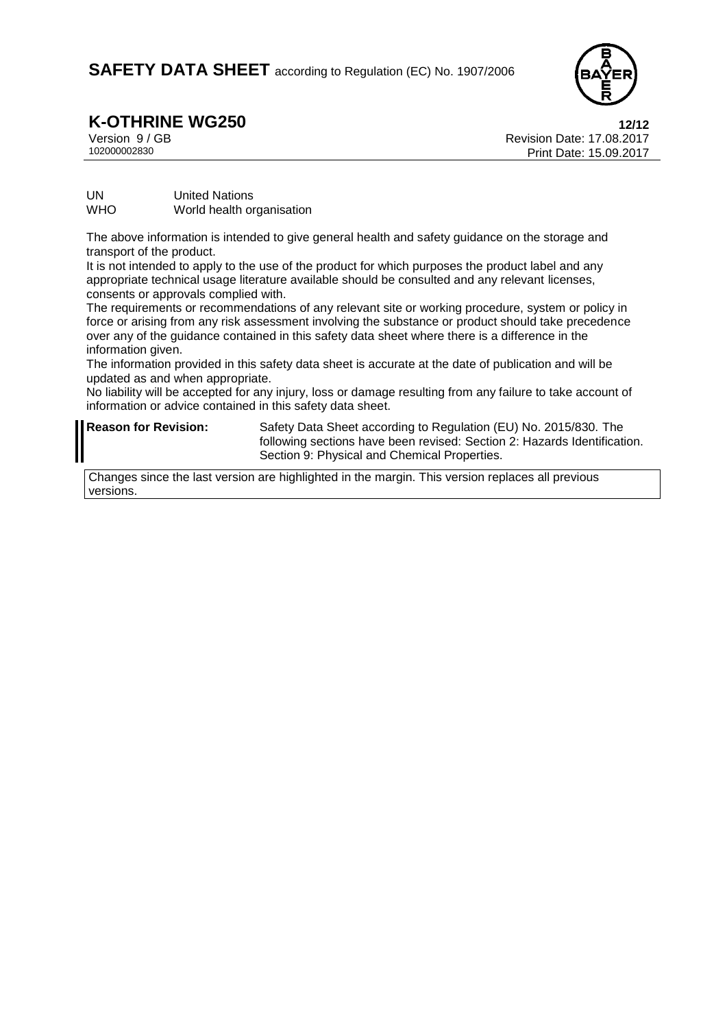| | |
|---|---|
| UN | United Nations |
| WHO | World health organisation |

The above information is intended to give general health and safety guidance on the storage and transport of the product.
It is not intended to apply to the use of the product for which purposes the product label and any appropriate technical usage literature available should be consulted and any relevant licenses, consents or approvals complied with.
The requirements or recommendations of any relevant site or working procedure, system or policy in force or arising from any risk assessment involving the substance or product should take precedence over any of the guidance contained in this safety data sheet where there is a difference in the information given.
The information provided in this safety data sheet is accurate at the date of publication and will be updated as and when appropriate.
No liability will be accepted for any injury, loss or damage resulting from any failure to take account of information or advice contained in this safety data sheet.

**Reason for Revision:** Safety Data Sheet according to Regulation (EU) No. 2015/830. The following sections have been revised: Section 2: Hazards Identification. Section 9: Physical and Chemical Properties.

Changes since the last version are highlighted in the margin. This version replaces all previous versions.